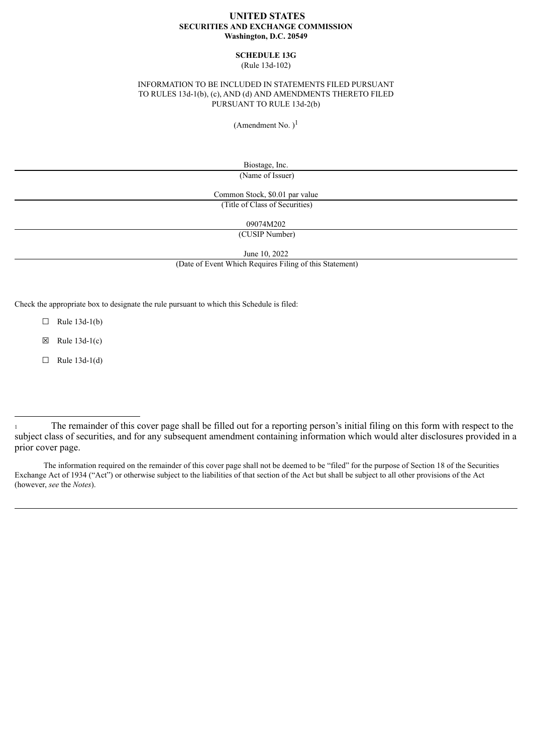**UNITED STATES**
**SECURITIES AND EXCHANGE COMMISSION**
**Washington, D.C. 20549**

**SCHEDULE 13G**
(Rule 13d-102)

INFORMATION TO BE INCLUDED IN STATEMENTS FILED PURSUANT TO RULES 13d-1(b), (c), AND (d) AND AMENDMENTS THERETO FILED PURSUANT TO RULE 13d-2(b)

(Amendment No. )[1]

Biostage, Inc.
(Name of Issuer)

Common Stock, $0.01 par value
(Title of Class of Securities)

09074M202
(CUSIP Number)

June 10, 2022
(Date of Event Which Requires Filing of this Statement)

Check the appropriate box to designate the rule pursuant to which this Schedule is filed:

☐ Rule 13d-1(b)

☒ Rule 13d-1(c)

☐ Rule 13d-1(d)

---

[1] The remainder of this cover page shall be filled out for a reporting person's initial filing on this form with respect to the subject class of securities, and for any subsequent amendment containing information which would alter disclosures provided in a prior cover page.

The information required on the remainder of this cover page shall not be deemed to be "filed" for the purpose of Section 18 of the Securities Exchange Act of 1934 ("Act") or otherwise subject to the liabilities of that section of the Act but shall be subject to all other provisions of the Act (however, *see* the *Notes*).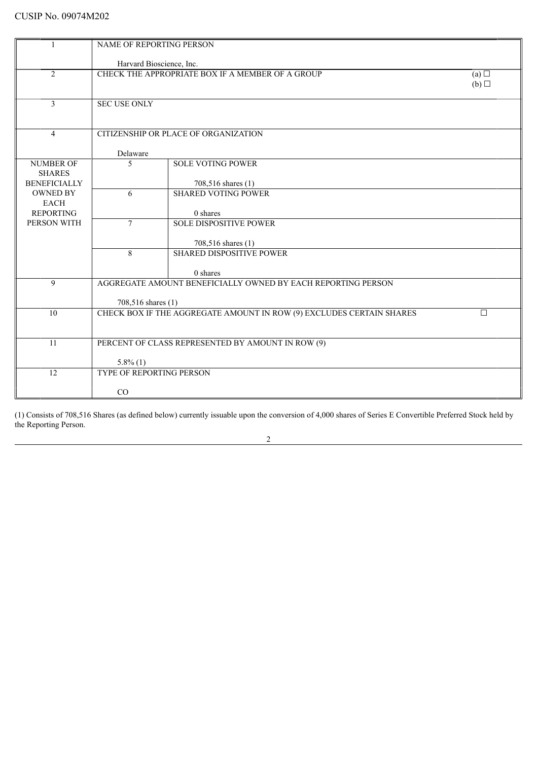CUSIP No. 09074M202

| | | | |
|---|---|---|---|
| 1 | NAME OF REPORTING PERSON<br><br>Harvard Bioscience, Inc. | | |
| 2 | CHECK THE APPROPRIATE BOX IF A MEMBER OF A GROUP | | (a) ☐<br>(b) ☐ |
| 3 | SEC USE ONLY | | |
| 4 | CITIZENSHIP OR PLACE OF ORGANIZATION<br><br>Delaware | | |
| NUMBER OF SHARES BENEFICIALLY OWNED BY EACH REPORTING PERSON WITH | 5 | SOLE VOTING POWER<br><br>708,516 shares (1) | |
| | 6 | SHARED VOTING POWER<br><br>0 shares | |
| | 7 | SOLE DISPOSITIVE POWER<br><br>708,516 shares (1) | |
| | 8 | SHARED DISPOSITIVE POWER<br><br>0 shares | |
| 9 | AGGREGATE AMOUNT BENEFICIALLY OWNED BY EACH REPORTING PERSON<br><br>708,516 shares (1) | | |
| 10 | CHECK BOX IF THE AGGREGATE AMOUNT IN ROW (9) EXCLUDES CERTAIN SHARES | | ☐ |
| 11 | PERCENT OF CLASS REPRESENTED BY AMOUNT IN ROW (9)<br><br>5.8% (1) | | |
| 12 | TYPE OF REPORTING PERSON<br><br>CO | | |

(1) Consists of 708,516 Shares (as defined below) currently issuable upon the conversion of 4,000 shares of Series E Convertible Preferred Stock held by the Reporting Person.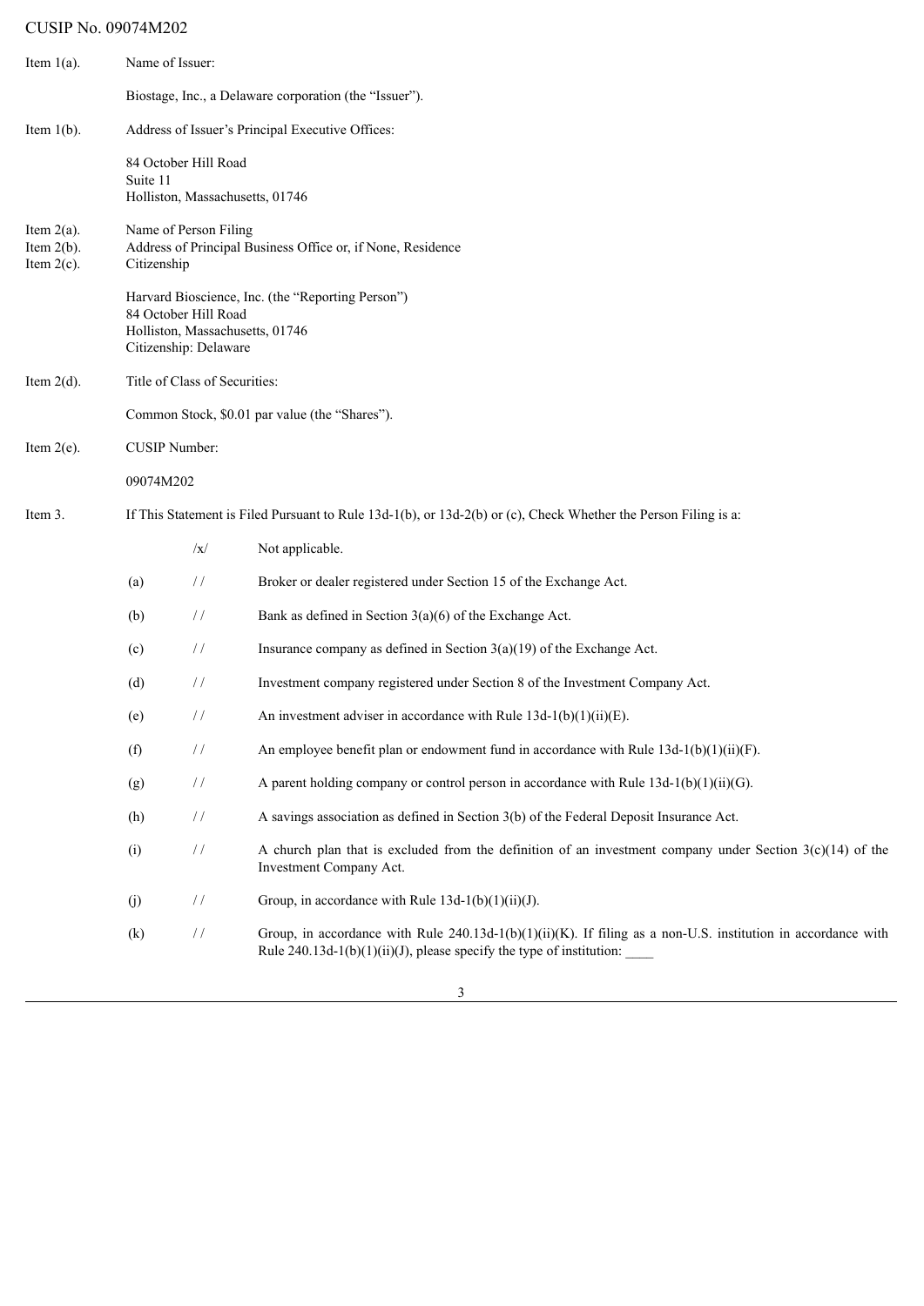CUSIP No. 09074M202

Item 1(a). Name of Issuer:

Biostage, Inc., a Delaware corporation (the "Issuer").

Item 1(b). Address of Issuer's Principal Executive Offices:

84 October Hill Road
Suite 11
Holliston, Massachusetts, 01746

Item 2(a). Name of Person Filing
Item 2(b). Address of Principal Business Office or, if None, Residence
Item 2(c). Citizenship

Harvard Bioscience, Inc. (the "Reporting Person")
84 October Hill Road
Holliston, Massachusetts, 01746
Citizenship: Delaware

Item 2(d). Title of Class of Securities:

Common Stock, $0.01 par value (the "Shares").

Item 2(e). CUSIP Number:

09074M202

Item 3. If This Statement is Filed Pursuant to Rule 13d-1(b), or 13d-2(b) or (c), Check Whether the Person Filing is a:

| | | |
|---|---|---|
| | /x/ | Not applicable. |
| (a) | / / | Broker or dealer registered under Section 15 of the Exchange Act. |
| (b) | / / | Bank as defined in Section 3(a)(6) of the Exchange Act. |
| (c) | / / | Insurance company as defined in Section 3(a)(19) of the Exchange Act. |
| (d) | / / | Investment company registered under Section 8 of the Investment Company Act. |
| (e) | / / | An investment adviser in accordance with Rule 13d-1(b)(1)(ii)(E). |
| (f) | / / | An employee benefit plan or endowment fund in accordance with Rule 13d-1(b)(1)(ii)(F). |
| (g) | / / | A parent holding company or control person in accordance with Rule 13d-1(b)(1)(ii)(G). |
| (h) | / / | A savings association as defined in Section 3(b) of the Federal Deposit Insurance Act. |
| (i) | / / | A church plan that is excluded from the definition of an investment company under Section 3(c)(14) of the Investment Company Act. |
| (j) | / / | Group, in accordance with Rule 13d-1(b)(1)(ii)(J). |
| (k) | / / | Group, in accordance with Rule 240.13d-1(b)(1)(ii)(K). If filing as a non-U.S. institution in accordance with Rule 240.13d-1(b)(1)(ii)(J), please specify the type of institution: ____ |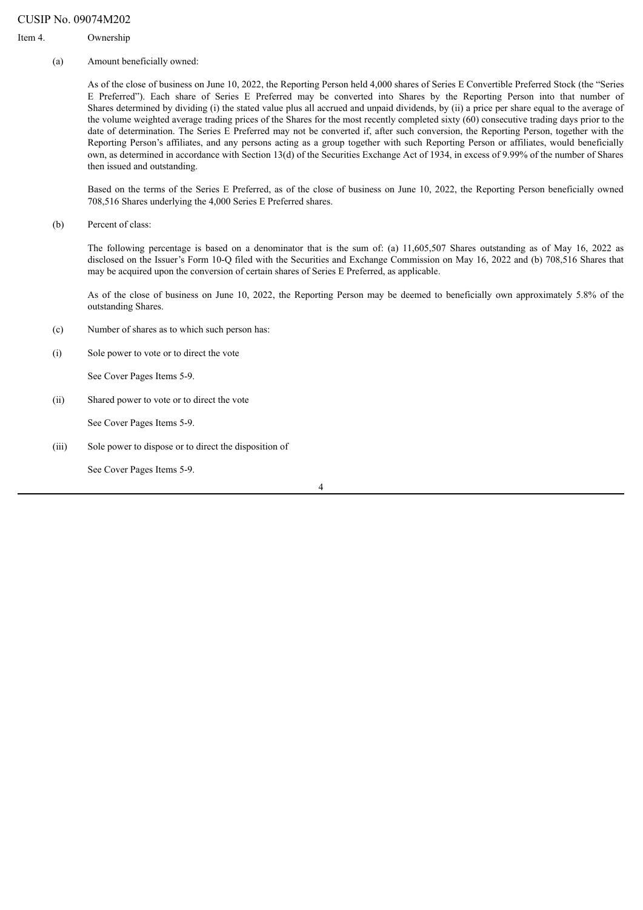CUSIP No. 09074M202

Item 4. Ownership

(a) Amount beneficially owned:

As of the close of business on June 10, 2022, the Reporting Person held 4,000 shares of Series E Convertible Preferred Stock (the "Series E Preferred"). Each share of Series E Preferred may be converted into Shares by the Reporting Person into that number of Shares determined by dividing (i) the stated value plus all accrued and unpaid dividends, by (ii) a price per share equal to the average of the volume weighted average trading prices of the Shares for the most recently completed sixty (60) consecutive trading days prior to the date of determination. The Series E Preferred may not be converted if, after such conversion, the Reporting Person, together with the Reporting Person's affiliates, and any persons acting as a group together with such Reporting Person or affiliates, would beneficially own, as determined in accordance with Section 13(d) of the Securities Exchange Act of 1934, in excess of 9.99% of the number of Shares then issued and outstanding.

Based on the terms of the Series E Preferred, as of the close of business on June 10, 2022, the Reporting Person beneficially owned 708,516 Shares underlying the 4,000 Series E Preferred shares.

(b) Percent of class:

The following percentage is based on a denominator that is the sum of: (a) 11,605,507 Shares outstanding as of May 16, 2022 as disclosed on the Issuer's Form 10-Q filed with the Securities and Exchange Commission on May 16, 2022 and (b) 708,516 Shares that may be acquired upon the conversion of certain shares of Series E Preferred, as applicable.

As of the close of business on June 10, 2022, the Reporting Person may be deemed to beneficially own approximately 5.8% of the outstanding Shares.

(c) Number of shares as to which such person has:

(i) Sole power to vote or to direct the vote

See Cover Pages Items 5-9.

(ii) Shared power to vote or to direct the vote

See Cover Pages Items 5-9.

(iii) Sole power to dispose or to direct the disposition of

See Cover Pages Items 5-9.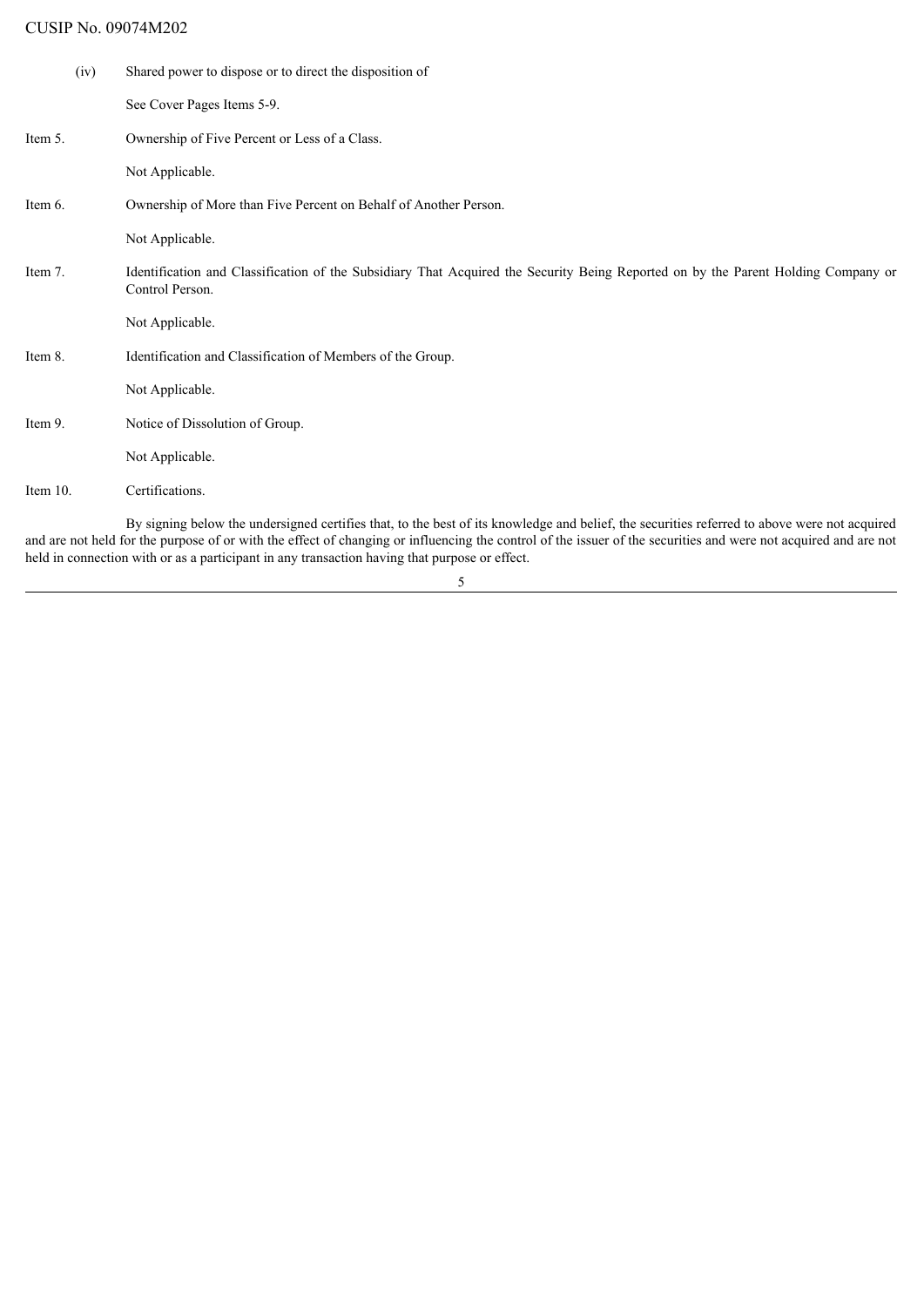CUSIP No. 09074M202

(iv) Shared power to dispose or to direct the disposition of

See Cover Pages Items 5-9.

Item 5. Ownership of Five Percent or Less of a Class.

Not Applicable.

Item 6. Ownership of More than Five Percent on Behalf of Another Person.

Not Applicable.

Item 7. Identification and Classification of the Subsidiary That Acquired the Security Being Reported on by the Parent Holding Company or Control Person.

Not Applicable.

Item 8. Identification and Classification of Members of the Group.

Not Applicable.

Item 9. Notice of Dissolution of Group.

Not Applicable.

Item 10. Certifications.

By signing below the undersigned certifies that, to the best of its knowledge and belief, the securities referred to above were not acquired and are not held for the purpose of or with the effect of changing or influencing the control of the issuer of the securities and were not acquired and are not held in connection with or as a participant in any transaction having that purpose or effect.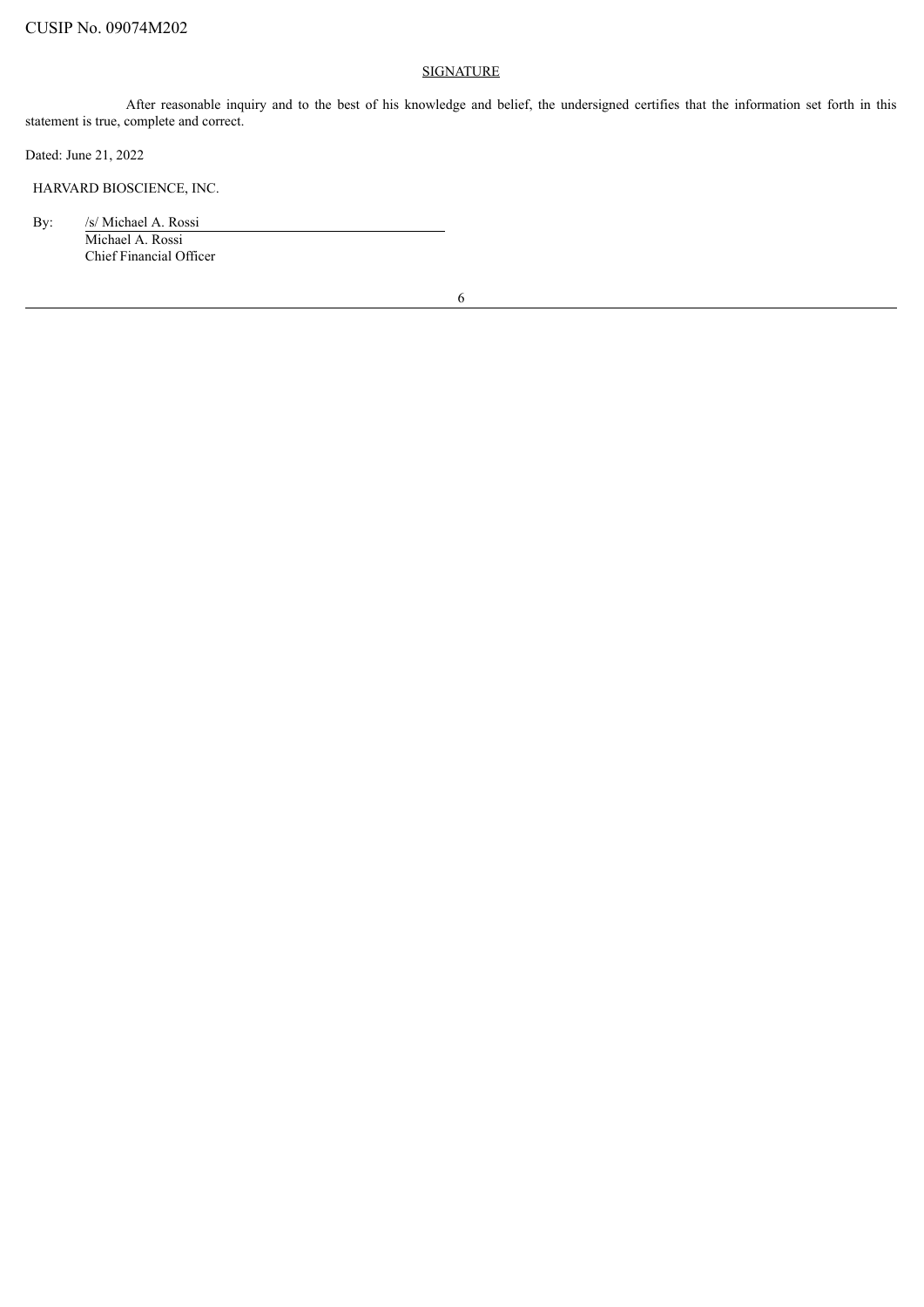## SIGNATURE

After reasonable inquiry and to the best of his knowledge and belief, the undersigned certifies that the information set forth in this statement is true, complete and correct.

Dated: June 21, 2022

HARVARD BIOSCIENCE, INC.

By: /s/ Michael A. Rossi
Michael A. Rossi
Chief Financial Officer